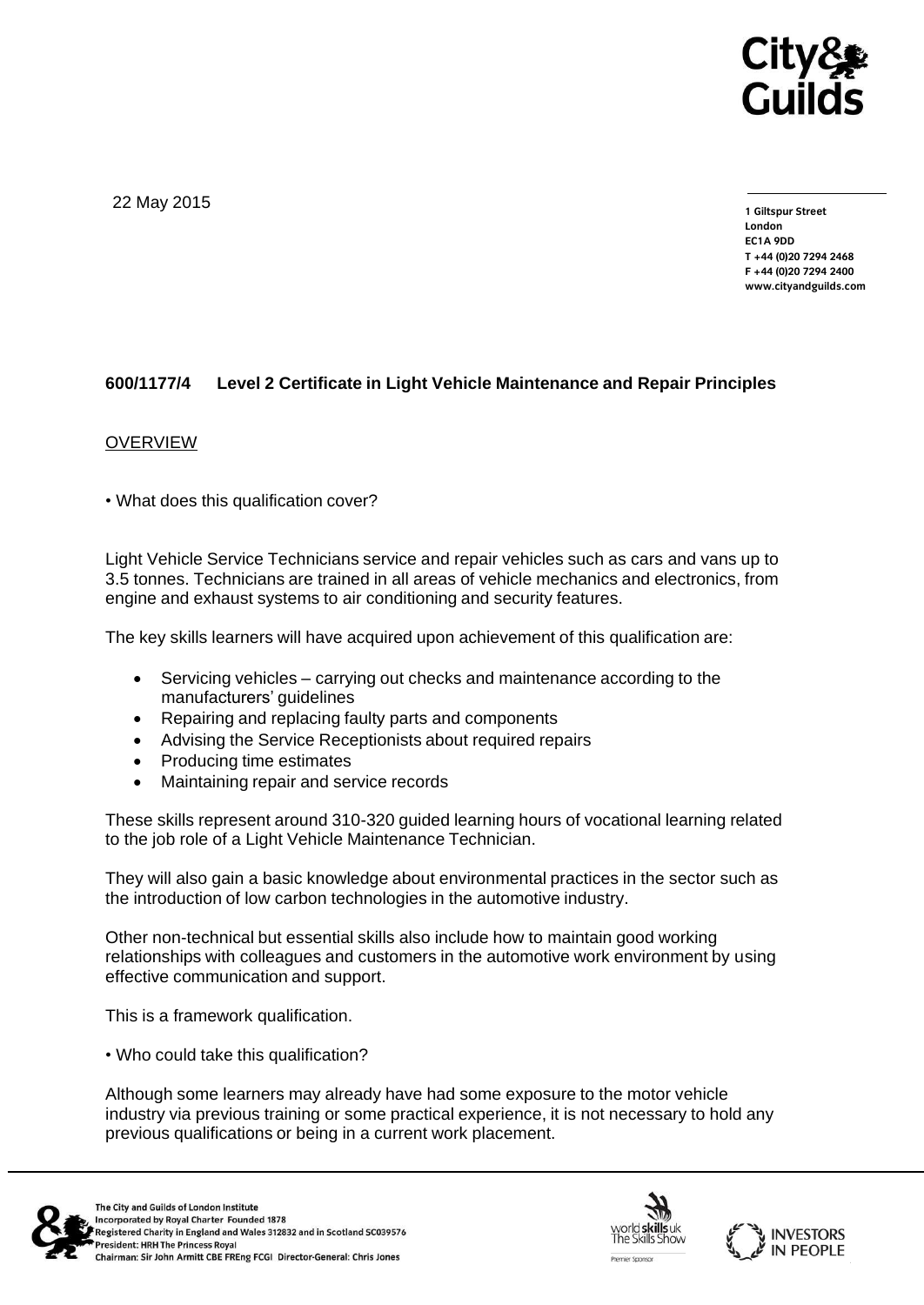22 May 2015

1 Giltspur Street
London
EC1A 9DD
T +44 (0)20 7294 2468
F +44 (0)20 7294 2400
www.cityandguilds.com

## 600/1177/4 Level 2 Certificate in Light Vehicle Maintenance and Repair Principles

OVERVIEW

• What does this qualification cover?

Light Vehicle Service Technicians service and repair vehicles such as cars and vans up to 3.5 tonnes. Technicians are trained in all areas of vehicle mechanics and electronics, from engine and exhaust systems to air conditioning and security features.

The key skills learners will have acquired upon achievement of this qualification are:

- Servicing vehicles – carrying out checks and maintenance according to the manufacturers' guidelines
- Repairing and replacing faulty parts and components
- Advising the Service Receptionists about required repairs
- Producing time estimates
- Maintaining repair and service records

These skills represent around 310-320 guided learning hours of vocational learning related to the job role of a Light Vehicle Maintenance Technician.

They will also gain a basic knowledge about environmental practices in the sector such as the introduction of low carbon technologies in the automotive industry.

Other non-technical but essential skills also include how to maintain good working relationships with colleagues and customers in the automotive work environment by using effective communication and support.

This is a framework qualification.

• Who could take this qualification?

Although some learners may already have had some exposure to the motor vehicle industry via previous training or some practical experience, it is not necessary to hold any previous qualifications or being in a current work placement.

The City and Guilds of London Institute
Incorporated by Royal Charter Founded 1878
Registered Charity in England and Wales 312832 and in Scotland SC039576
President: HRH The Princess Royal
Chairman: Sir John Armitt CBE FREng FCGI Director-General: Chris Jones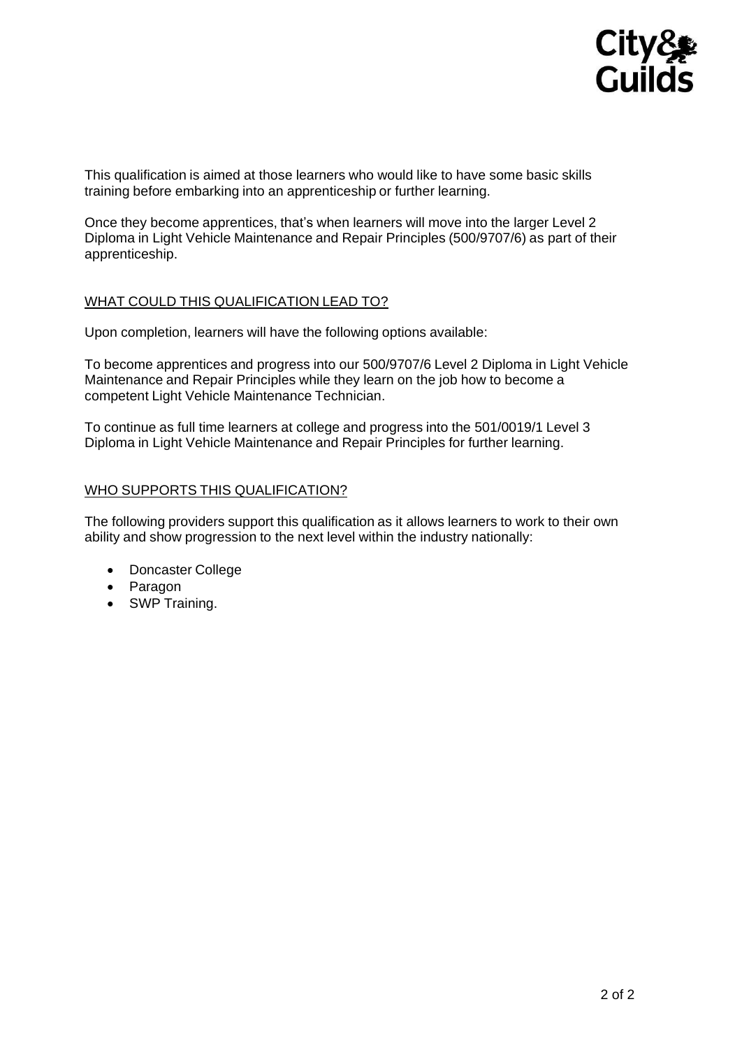This qualification is aimed at those learners who would like to have some basic skills training before embarking into an apprenticeship or further learning.

Once they become apprentices, that's when learners will move into the larger Level 2 Diploma in Light Vehicle Maintenance and Repair Principles (500/9707/6) as part of their apprenticeship.

## WHAT COULD THIS QUALIFICATION LEAD TO?

Upon completion, learners will have the following options available:

To become apprentices and progress into our 500/9707/6 Level 2 Diploma in Light Vehicle Maintenance and Repair Principles while they learn on the job how to become a competent Light Vehicle Maintenance Technician.

To continue as full time learners at college and progress into the 501/0019/1 Level 3 Diploma in Light Vehicle Maintenance and Repair Principles for further learning.

## WHO SUPPORTS THIS QUALIFICATION?

The following providers support this qualification as it allows learners to work to their own ability and show progression to the next level within the industry nationally:

- Doncaster College
- Paragon
- SWP Training.